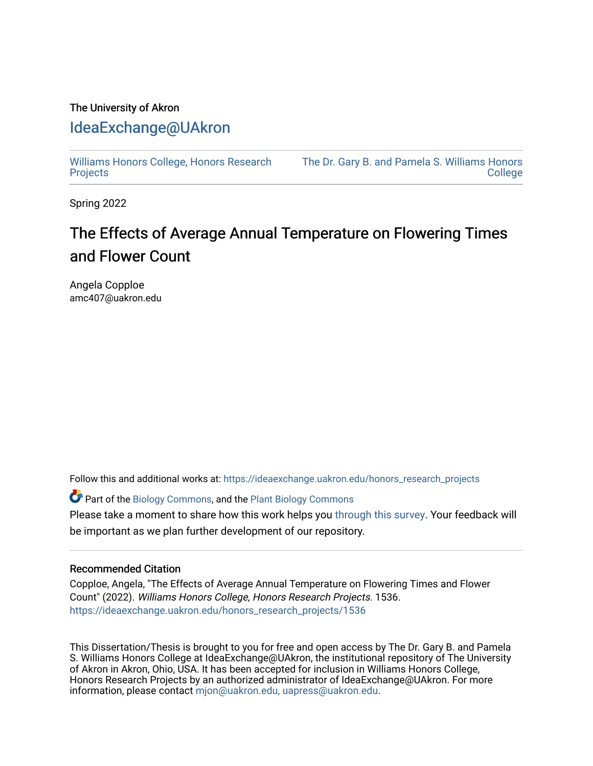The University of Akron

# IdeaExchange@UAkron

Williams Honors College, Honors Research Projects

The Dr. Gary B. and Pamela S. Williams Honors College

Spring 2022

## The Effects of Average Annual Temperature on Flowering Times and Flower Count

Angela Copploe
amc407@uakron.edu

Follow this and additional works at: https://ideaexchange.uakron.edu/honors_research_projects

Part of the Biology Commons, and the Plant Biology Commons

Please take a moment to share how this work helps you through this survey. Your feedback will be important as we plan further development of our repository.

### Recommended Citation

Copploe, Angela, "The Effects of Average Annual Temperature on Flowering Times and Flower Count" (2022). *Williams Honors College, Honors Research Projects*. 1536.
https://ideaexchange.uakron.edu/honors_research_projects/1536

This Dissertation/Thesis is brought to you for free and open access by The Dr. Gary B. and Pamela S. Williams Honors College at IdeaExchange@UAkron, the institutional repository of The University of Akron in Akron, Ohio, USA. It has been accepted for inclusion in Williams Honors College, Honors Research Projects by an authorized administrator of IdeaExchange@UAkron. For more information, please contact mjon@uakron.edu, uapress@uakron.edu.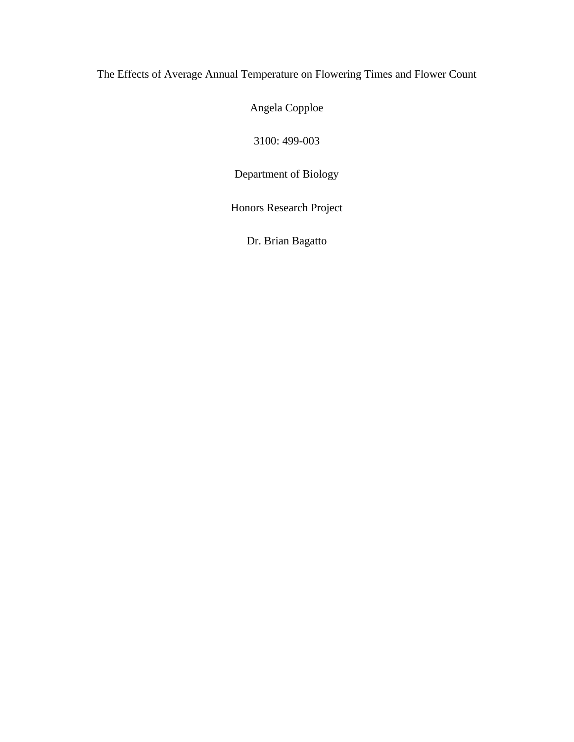# The Effects of Average Annual Temperature on Flowering Times and Flower Count

Angela Copploe

3100: 499-003

Department of Biology

Honors Research Project

Dr. Brian Bagatto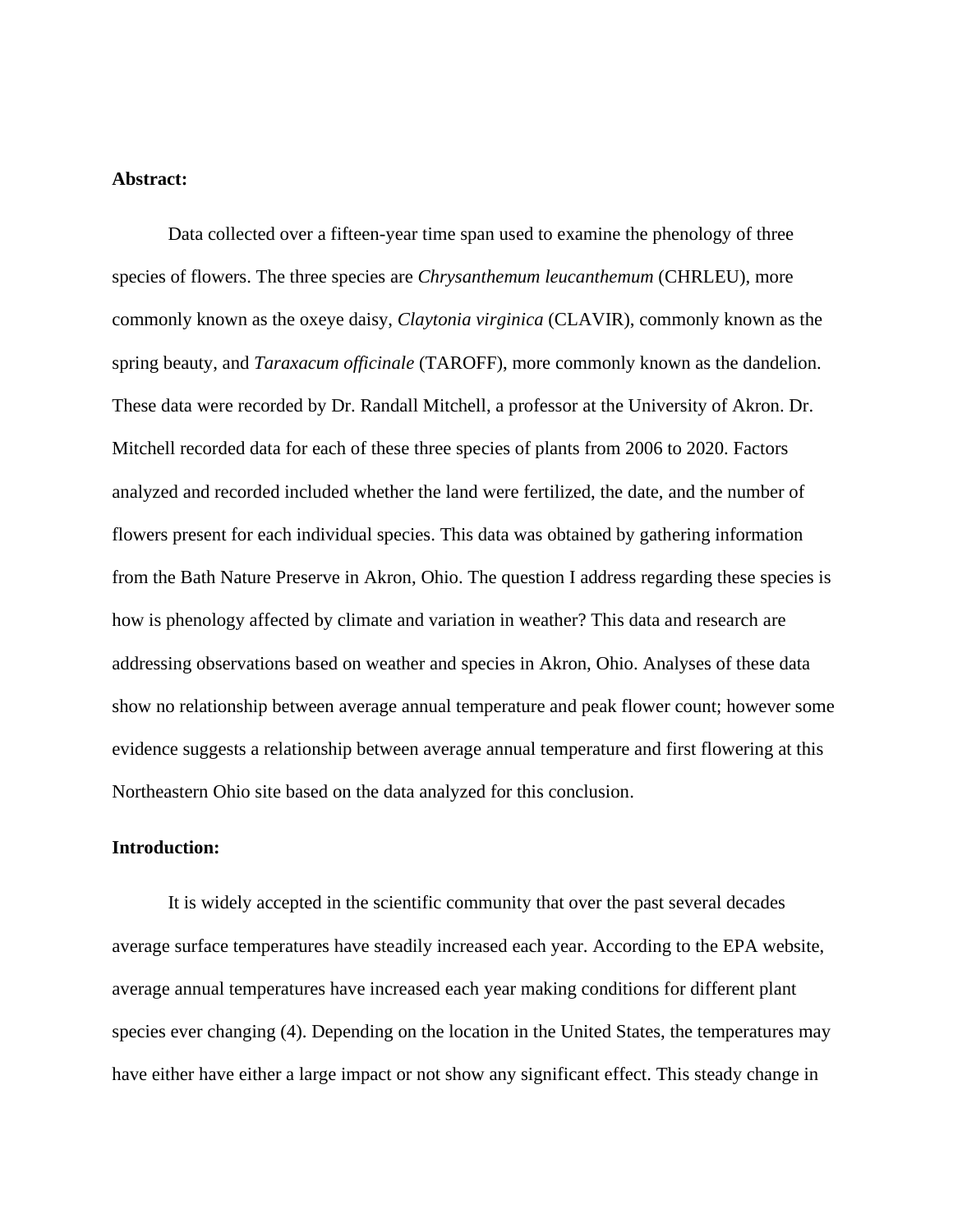**Abstract:**

Data collected over a fifteen-year time span used to examine the phenology of three species of flowers. The three species are *Chrysanthemum leucanthemum* (CHRLEU), more commonly known as the oxeye daisy, *Claytonia virginica* (CLAVIR), commonly known as the spring beauty, and *Taraxacum officinale* (TAROFF), more commonly known as the dandelion. These data were recorded by Dr. Randall Mitchell, a professor at the University of Akron. Dr. Mitchell recorded data for each of these three species of plants from 2006 to 2020. Factors analyzed and recorded included whether the land were fertilized, the date, and the number of flowers present for each individual species. This data was obtained by gathering information from the Bath Nature Preserve in Akron, Ohio. The question I address regarding these species is how is phenology affected by climate and variation in weather? This data and research are addressing observations based on weather and species in Akron, Ohio. Analyses of these data show no relationship between average annual temperature and peak flower count; however some evidence suggests a relationship between average annual temperature and first flowering at this Northeastern Ohio site based on the data analyzed for this conclusion.

**Introduction:**

It is widely accepted in the scientific community that over the past several decades average surface temperatures have steadily increased each year. According to the EPA website, average annual temperatures have increased each year making conditions for different plant species ever changing (4). Depending on the location in the United States, the temperatures may have either have either a large impact or not show any significant effect. This steady change in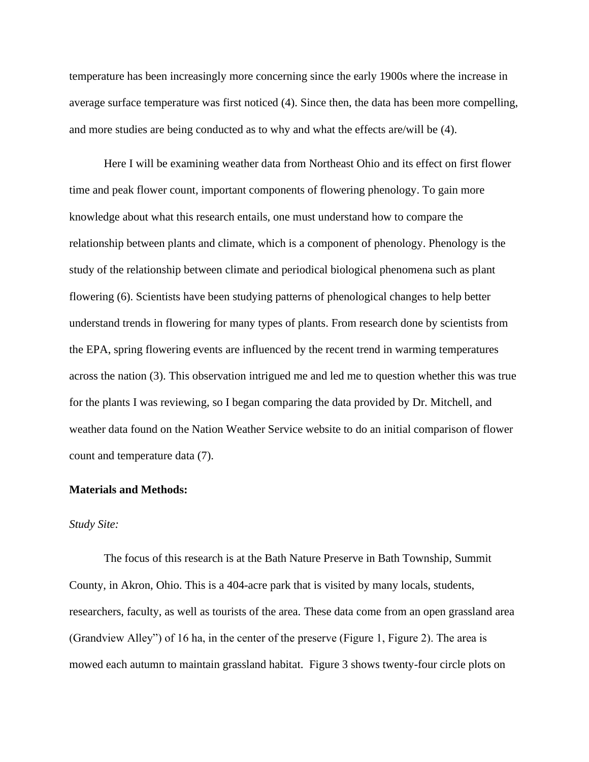temperature has been increasingly more concerning since the early 1900s where the increase in average surface temperature was first noticed (4). Since then, the data has been more compelling, and more studies are being conducted as to why and what the effects are/will be (4).

Here I will be examining weather data from Northeast Ohio and its effect on first flower time and peak flower count, important components of flowering phenology. To gain more knowledge about what this research entails, one must understand how to compare the relationship between plants and climate, which is a component of phenology. Phenology is the study of the relationship between climate and periodical biological phenomena such as plant flowering (6). Scientists have been studying patterns of phenological changes to help better understand trends in flowering for many types of plants. From research done by scientists from the EPA, spring flowering events are influenced by the recent trend in warming temperatures across the nation (3). This observation intrigued me and led me to question whether this was true for the plants I was reviewing, so I began comparing the data provided by Dr. Mitchell, and weather data found on the Nation Weather Service website to do an initial comparison of flower count and temperature data (7).

**Materials and Methods:**

*Study Site:*

The focus of this research is at the Bath Nature Preserve in Bath Township, Summit County, in Akron, Ohio. This is a 404-acre park that is visited by many locals, students, researchers, faculty, as well as tourists of the area. These data come from an open grassland area (Grandview Alley") of 16 ha, in the center of the preserve (Figure 1, Figure 2). The area is mowed each autumn to maintain grassland habitat. Figure 3 shows twenty-four circle plots on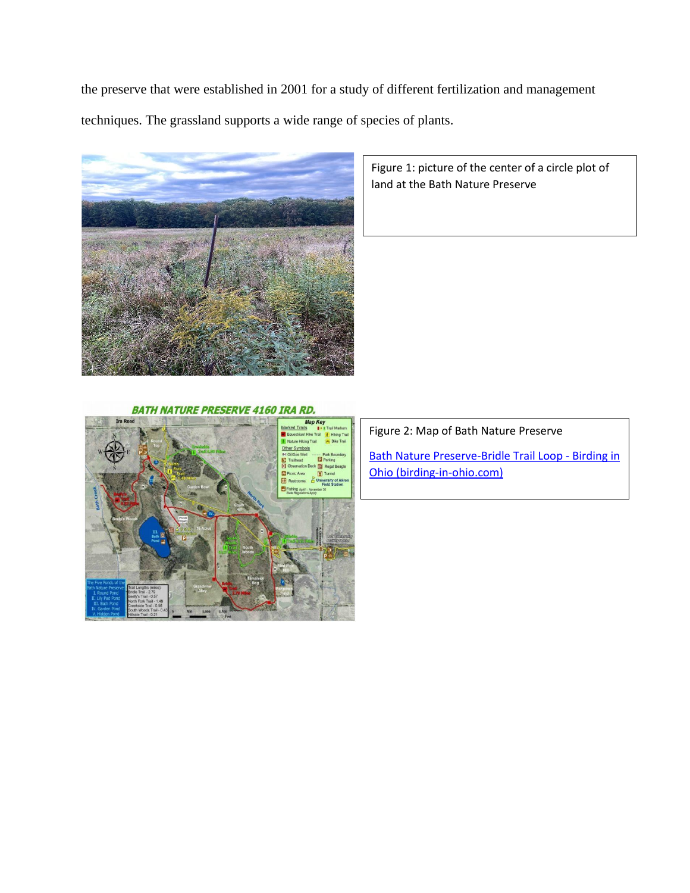the preserve that were established in 2001 for a study of different fertilization and management techniques. The grassland supports a wide range of species of plants.

Figure 1: picture of the center of a circle plot of land at the Bath Nature Preserve

Figure 2: Map of Bath Nature Preserve

[Bath Nature Preserve-Bridle Trail Loop - Birding in Ohio (birding-in-ohio.com)](birding-in-ohio.com)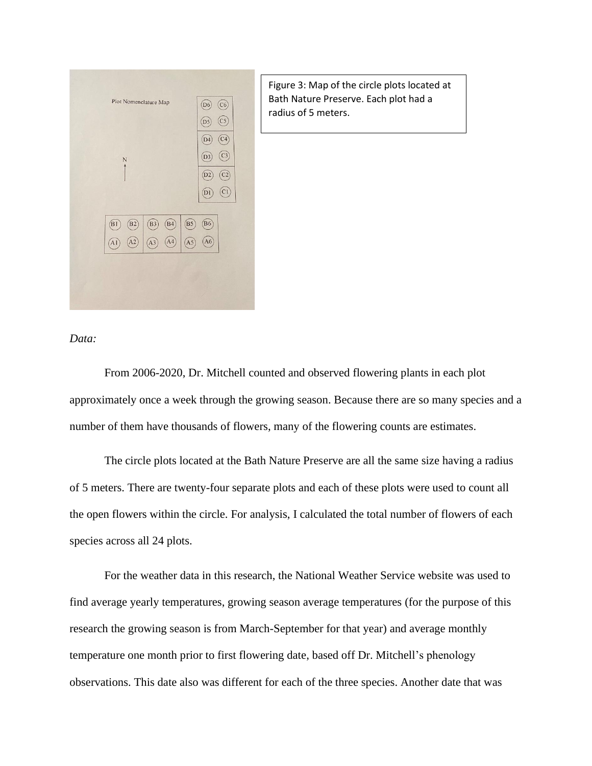Figure 3: Map of the circle plots located at Bath Nature Preserve. Each plot had a radius of 5 meters.

*Data:*

From 2006-2020, Dr. Mitchell counted and observed flowering plants in each plot approximately once a week through the growing season. Because there are so many species and a number of them have thousands of flowers, many of the flowering counts are estimates.

The circle plots located at the Bath Nature Preserve are all the same size having a radius of 5 meters. There are twenty-four separate plots and each of these plots were used to count all the open flowers within the circle. For analysis, I calculated the total number of flowers of each species across all 24 plots.

For the weather data in this research, the National Weather Service website was used to find average yearly temperatures, growing season average temperatures (for the purpose of this research the growing season is from March-September for that year) and average monthly temperature one month prior to first flowering date, based off Dr. Mitchell's phenology observations. This date also was different for each of the three species. Another date that was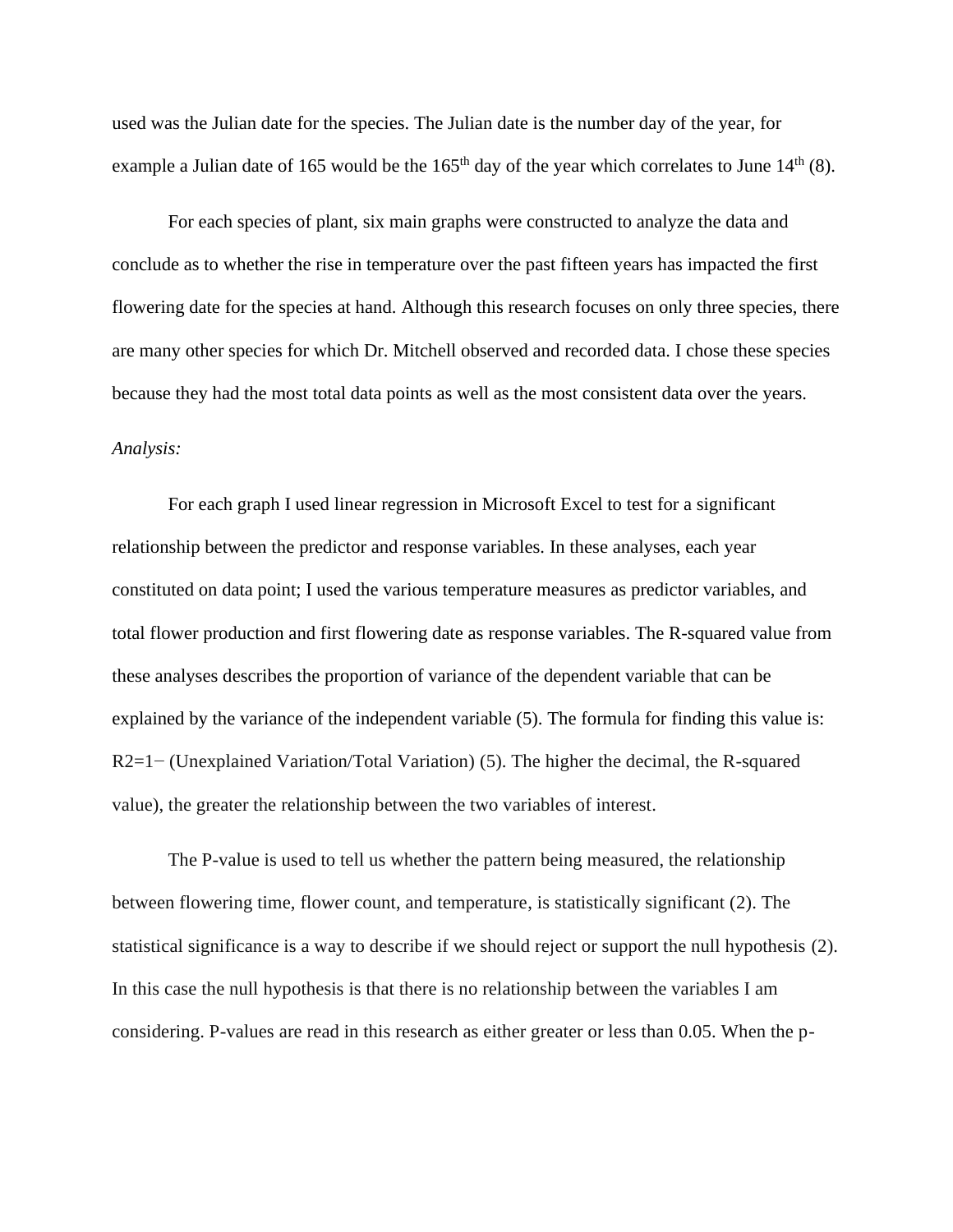used was the Julian date for the species. The Julian date is the number day of the year, for example a Julian date of 165 would be the 165$^{th}$ day of the year which correlates to June 14$^{th}$ (8).

For each species of plant, six main graphs were constructed to analyze the data and conclude as to whether the rise in temperature over the past fifteen years has impacted the first flowering date for the species at hand. Although this research focuses on only three species, there are many other species for which Dr. Mitchell observed and recorded data. I chose these species because they had the most total data points as well as the most consistent data over the years.

*Analysis:*

For each graph I used linear regression in Microsoft Excel to test for a significant relationship between the predictor and response variables. In these analyses, each year constituted on data point; I used the various temperature measures as predictor variables, and total flower production and first flowering date as response variables. The R-squared value from these analyses describes the proportion of variance of the dependent variable that can be explained by the variance of the independent variable (5). The formula for finding this value is: R2=1− (Unexplained Variation/Total Variation) (5). The higher the decimal, the R-squared value), the greater the relationship between the two variables of interest.

The P-value is used to tell us whether the pattern being measured, the relationship between flowering time, flower count, and temperature, is statistically significant (2). The statistical significance is a way to describe if we should reject or support the null hypothesis (2). In this case the null hypothesis is that there is no relationship between the variables I am considering. P-values are read in this research as either greater or less than 0.05. When the p-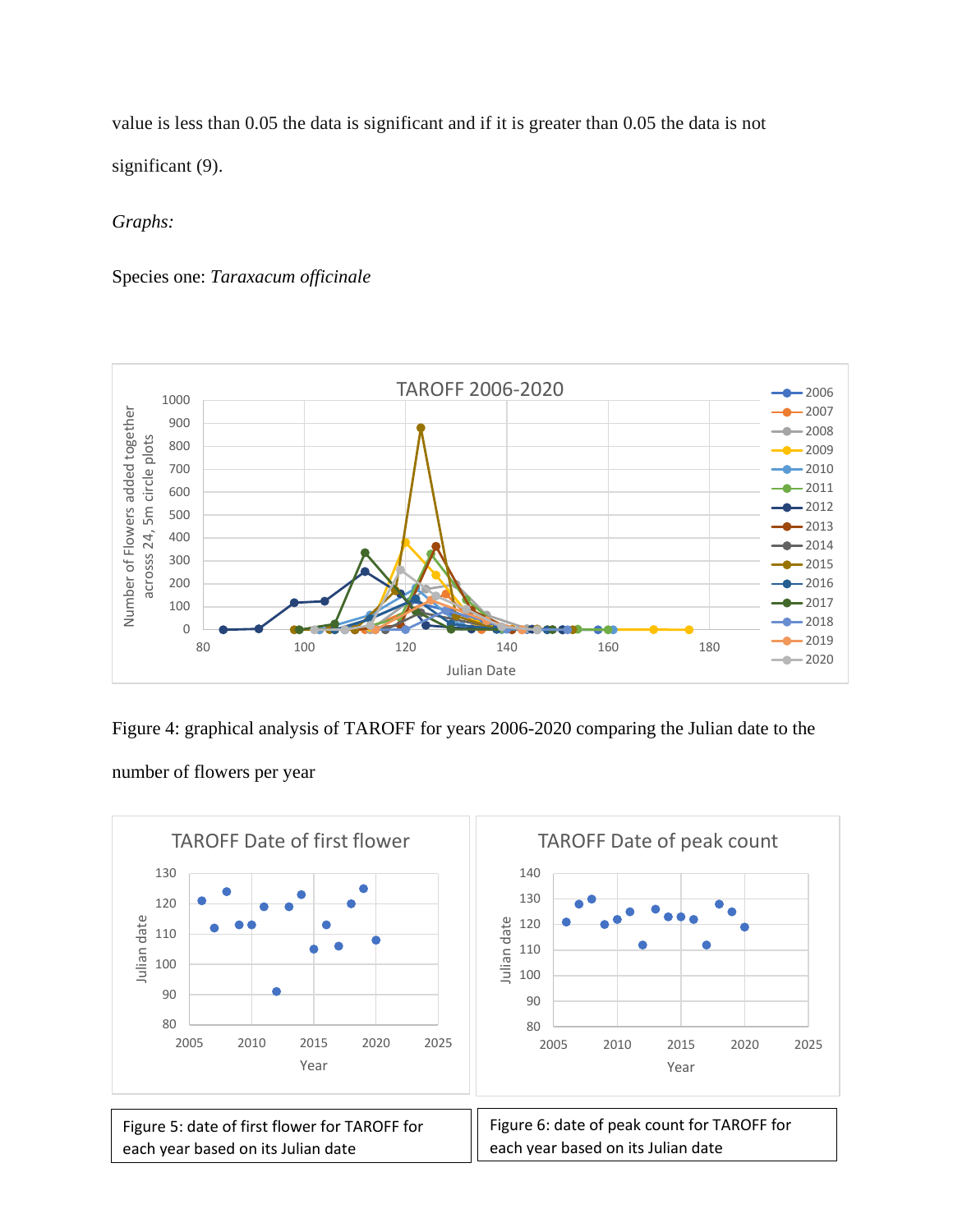value is less than 0.05 the data is significant and if it is greater than 0.05 the data is not significant (9).

*Graphs:*

Species one: *Taraxacum officinale*

Figure 4: graphical analysis of TAROFF for years 2006-2020 comparing the Julian date to the number of flowers per year

Figure 5: date of first flower for TAROFF for each year based on its Julian date

Figure 6: date of peak count for TAROFF for each year based on its Julian date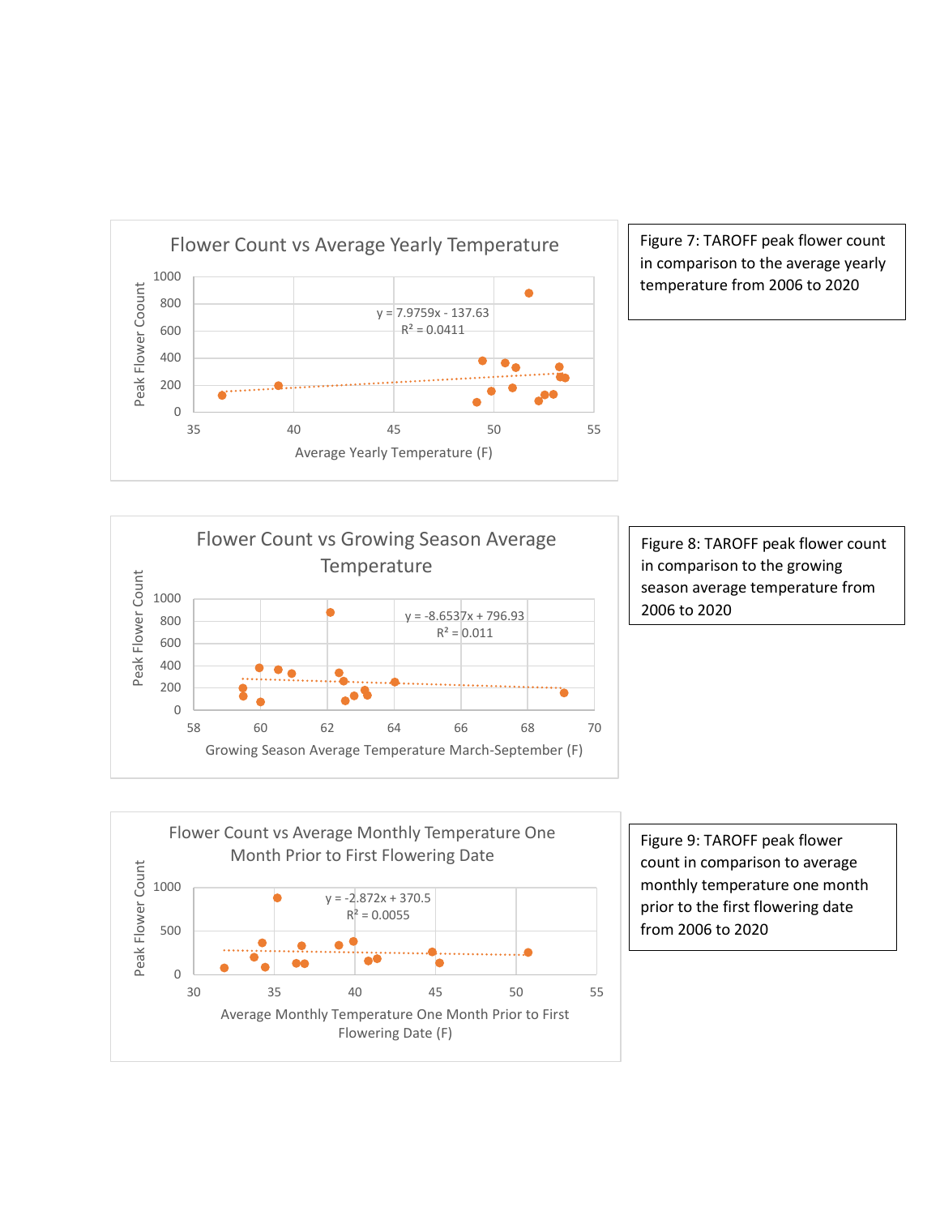Figure 7: TAROFF peak flower count in comparison to the average yearly temperature from 2006 to 2020

Figure 8: TAROFF peak flower count in comparison to the growing season average temperature from 2006 to 2020

Figure 9: TAROFF peak flower count in comparison to average monthly temperature one month prior to the first flowering date from 2006 to 2020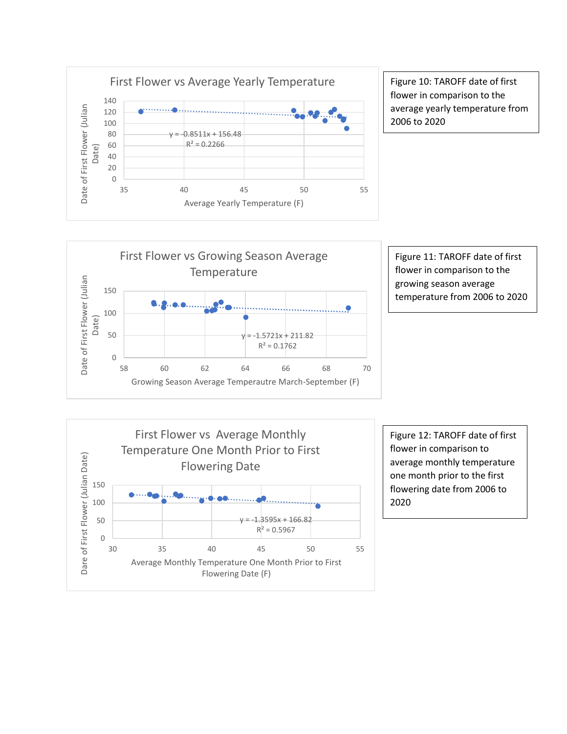First Flower vs Average Yearly Temperature

Date of First Flower (Julian Date)

$y = -0.8511x + 156.48$
$R^2 = 0.2266$

Average Yearly Temperature (F)

Figure 10: TAROFF date of first flower in comparison to the average yearly temperature from 2006 to 2020

First Flower vs Growing Season Average Temperature

Date of First Flower (Julian Date)

$y = -1.5721x + 211.82$
$R^2 = 0.1762$

Growing Season Average Temperautre March-September (F)

Figure 11: TAROFF date of first flower in comparison to the growing season average temperature from 2006 to 2020

First Flower vs Average Monthly Temperature One Month Prior to First Flowering Date

Dare of First Flower (Julian Date)

$y = -1.3595x + 166.82$
$R^2 = 0.5967$

Average Monthly Temperature One Month Prior to First Flowering Date (F)

Figure 12: TAROFF date of first flower in comparison to average monthly temperature one month prior to the first flowering date from 2006 to 2020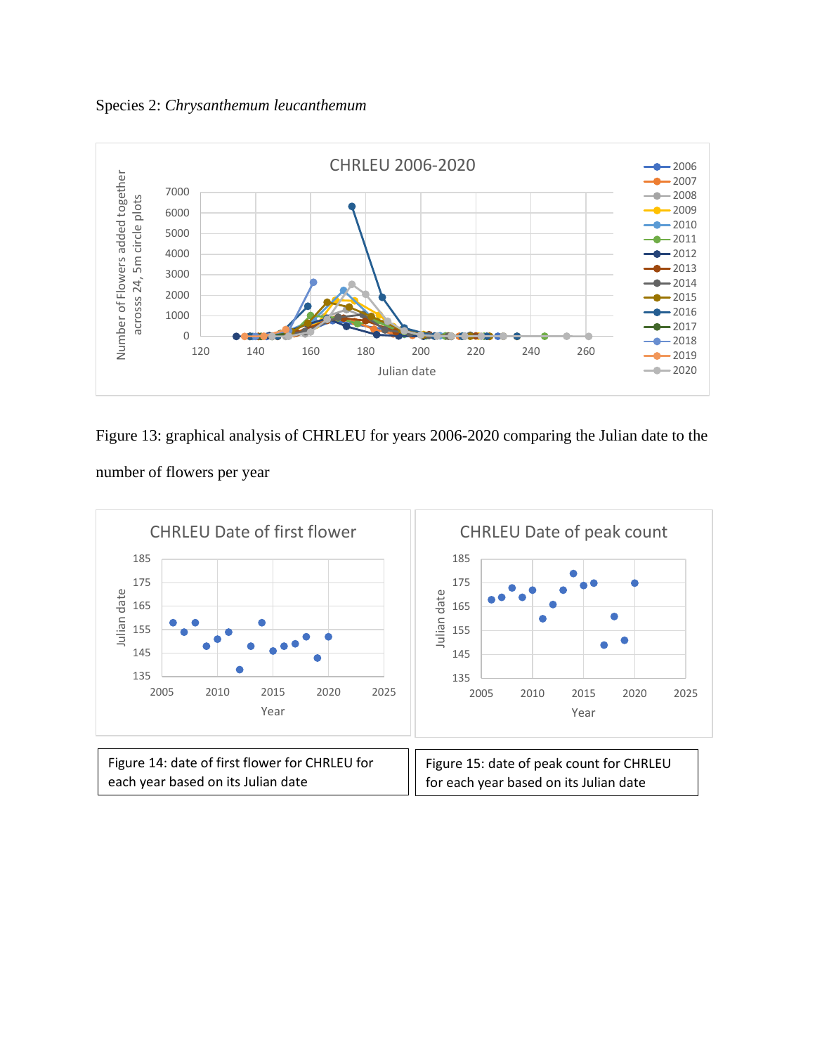Species 2: *Chrysanthemum leucanthemum*

Figure 13: graphical analysis of CHRLEU for years 2006-2020 comparing the Julian date to the number of flowers per year

Figure 14: date of first flower for CHRLEU for each year based on its Julian date

Figure 15: date of peak count for CHRLEU for each year based on its Julian date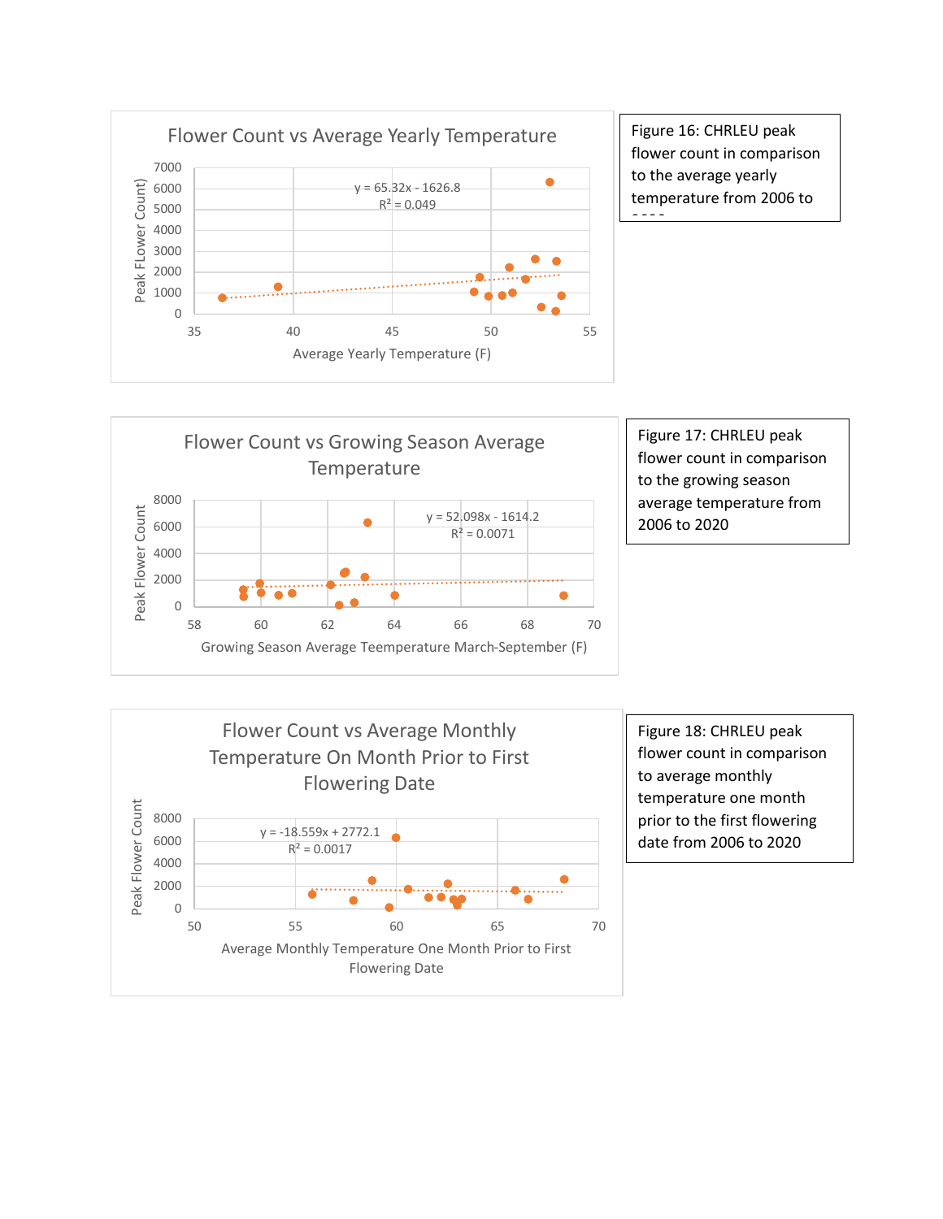**Flower Count vs Average Yearly Temperature**

$y = 65.32x - 1626.8$
$R^2 = 0.049$

Peak FLower Count) vs Average Yearly Temperature (F)

Figure 16: CHRLEU peak flower count in comparison to the average yearly temperature from 2006 to 2020

**Flower Count vs Growing Season Average Temperature**

$y = 52.098x - 1614.2$
$R^2 = 0.0071$

Peak Flower Count vs Growing Season Average Teemperature March-September (F)

Figure 17: CHRLEU peak flower count in comparison to the growing season average temperature from 2006 to 2020

**Flower Count vs Average Monthly Temperature On Month Prior to First Flowering Date**

$y = -18.559x + 2772.1$
$R^2 = 0.0017$

Peak Flower Count vs Average Monthly Temperature One Month Prior to First Flowering Date

Figure 18: CHRLEU peak flower count in comparison to average monthly temperature one month prior to the first flowering date from 2006 to 2020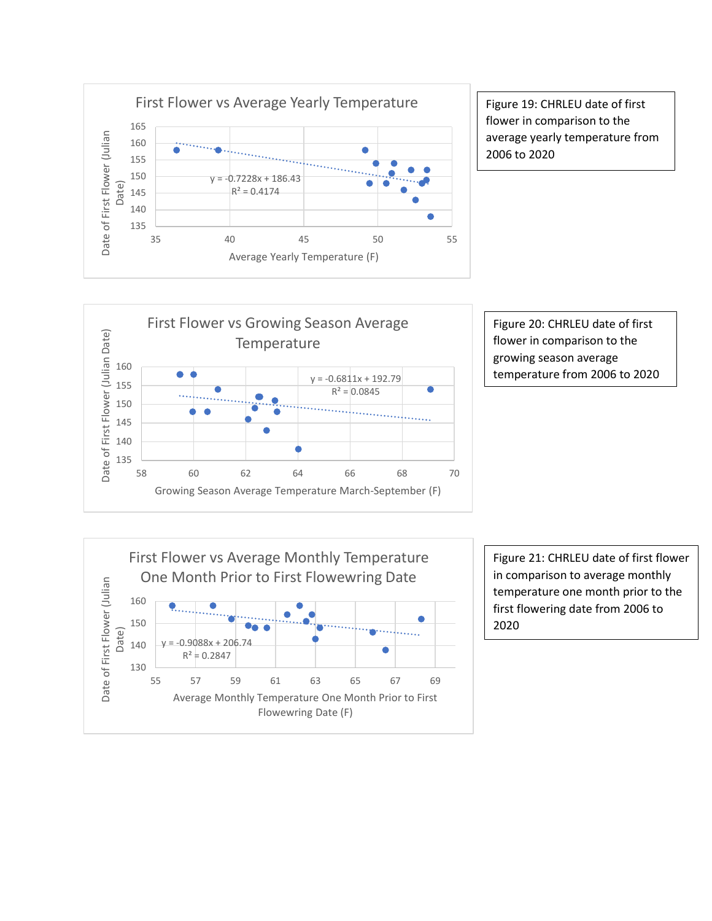First Flower vs Average Yearly Temperature

y = -0.7228x + 186.43
$R^2$ = 0.4174

Date of First Flower (Julian Date)

Average Yearly Temperature (F)

Figure 19: CHRLEU date of first flower in comparison to the average yearly temperature from 2006 to 2020

First Flower vs Growing Season Average Temperature

y = -0.6811x + 192.79
$R^2$ = 0.0845

Date of First Flower (Julian Date)

Growing Season Average Temperature March-September (F)

Figure 20: CHRLEU date of first flower in comparison to the growing season average temperature from 2006 to 2020

First Flower vs Average Monthly Temperature One Month Prior to First Flowewring Date

y = -0.9088x + 206.74
$R^2$ = 0.2847

Date of First Flower (Julian Date)

Average Monthly Temperature One Month Prior to First Flowewring Date (F)

Figure 21: CHRLEU date of first flower in comparison to average monthly temperature one month prior to the first flowering date from 2006 to 2020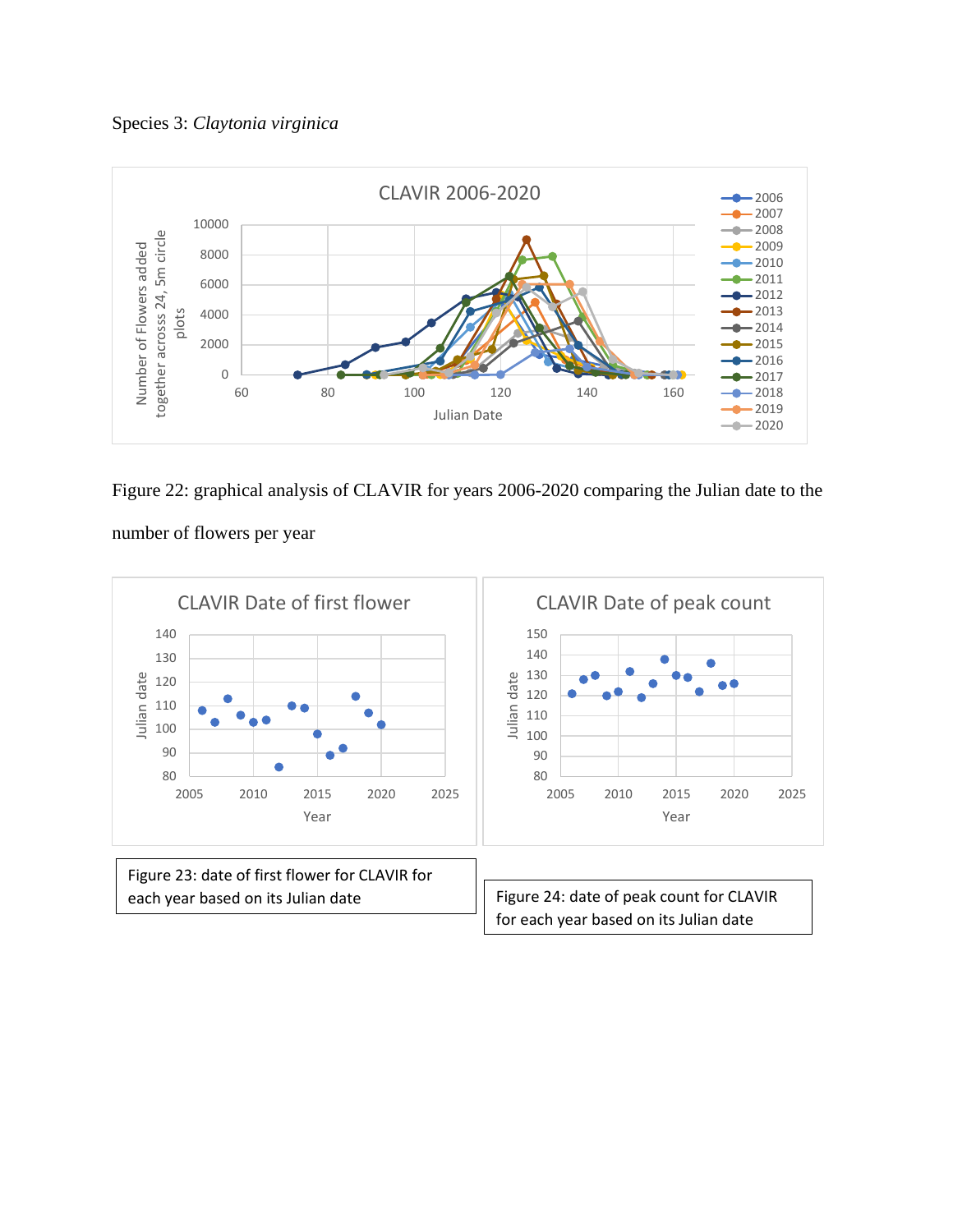Species 3: *Claytonia virginica*

Figure 22: graphical analysis of CLAVIR for years 2006-2020 comparing the Julian date to the number of flowers per year

Figure 23: date of first flower for CLAVIR for each year based on its Julian date

Figure 24: date of peak count for CLAVIR for each year based on its Julian date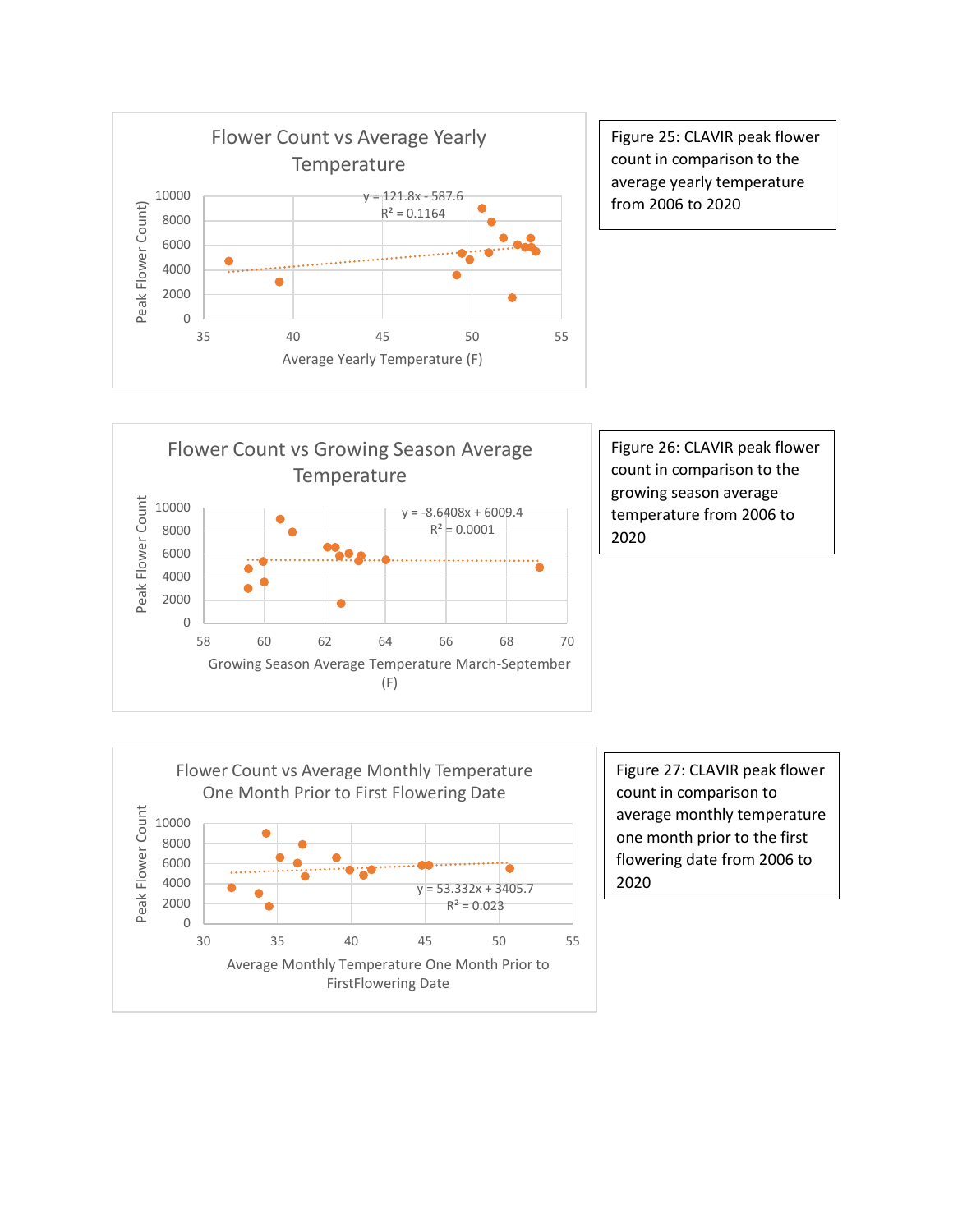**Flower Count vs Average Yearly Temperature**

$y = 121.8x - 587.6$

$R^2 = 0.1164$

Peak Flower Count (y-axis: 0–10000); Average Yearly Temperature (F) (x-axis: 35–55)

Figure 25: CLAVIR peak flower count in comparison to the average yearly temperature from 2006 to 2020

**Flower Count vs Growing Season Average Temperature**

$y = -8.6408x + 6009.4$

$R^2 = 0.0001$

Peak Flower Count (y-axis: 0–10000); Growing Season Average Temperature March-September (F) (x-axis: 58–70)

Figure 26: CLAVIR peak flower count in comparison to the growing season average temperature from 2006 to 2020

**Flower Count vs Average Monthly Temperature One Month Prior to First Flowering Date**

$y = 53.332x + 3405.7$

$R^2 = 0.023$

Peak Flower Count (y-axis: 0–10000); Average Monthly Temperature One Month Prior to FirstFlowering Date (x-axis: 30–55)

Figure 27: CLAVIR peak flower count in comparison to average monthly temperature one month prior to the first flowering date from 2006 to 2020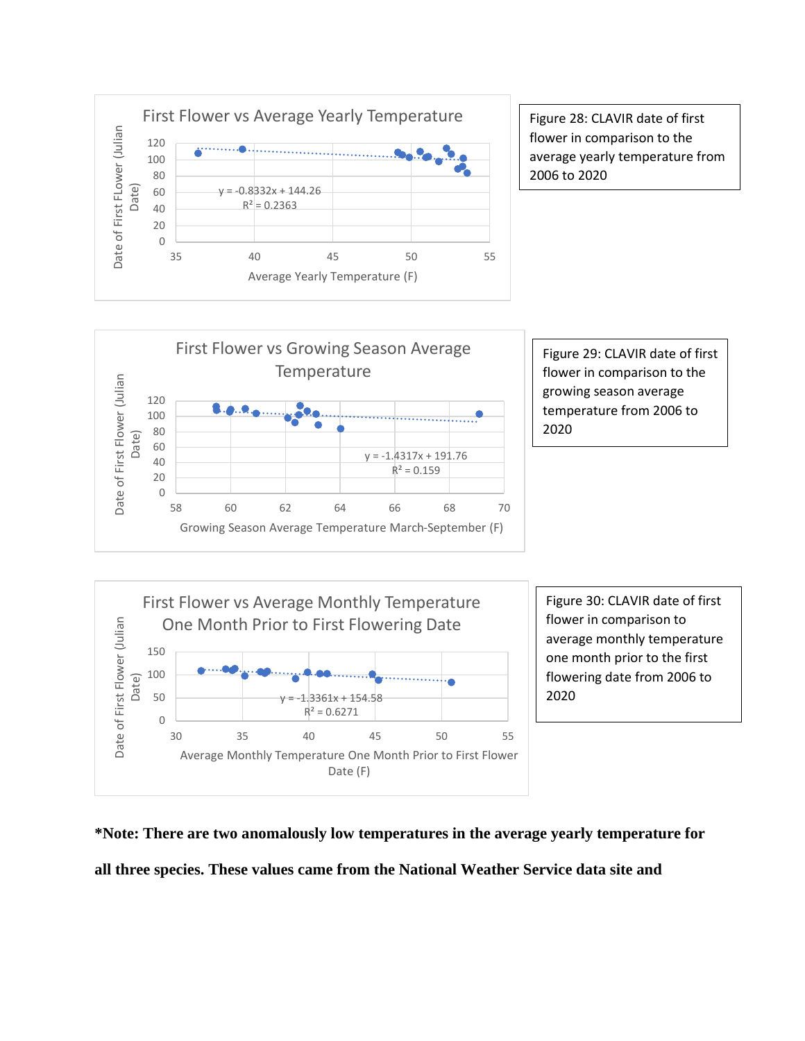Figure 28: CLAVIR date of first flower in comparison to the average yearly temperature from 2006 to 2020

Figure 29: CLAVIR date of first flower in comparison to the growing season average temperature from 2006 to 2020

Figure 30: CLAVIR date of first flower in comparison to average monthly temperature one month prior to the first flowering date from 2006 to 2020

**\*Note: There are two anomalously low temperatures in the average yearly temperature for all three species. These values came from the National Weather Service data site and**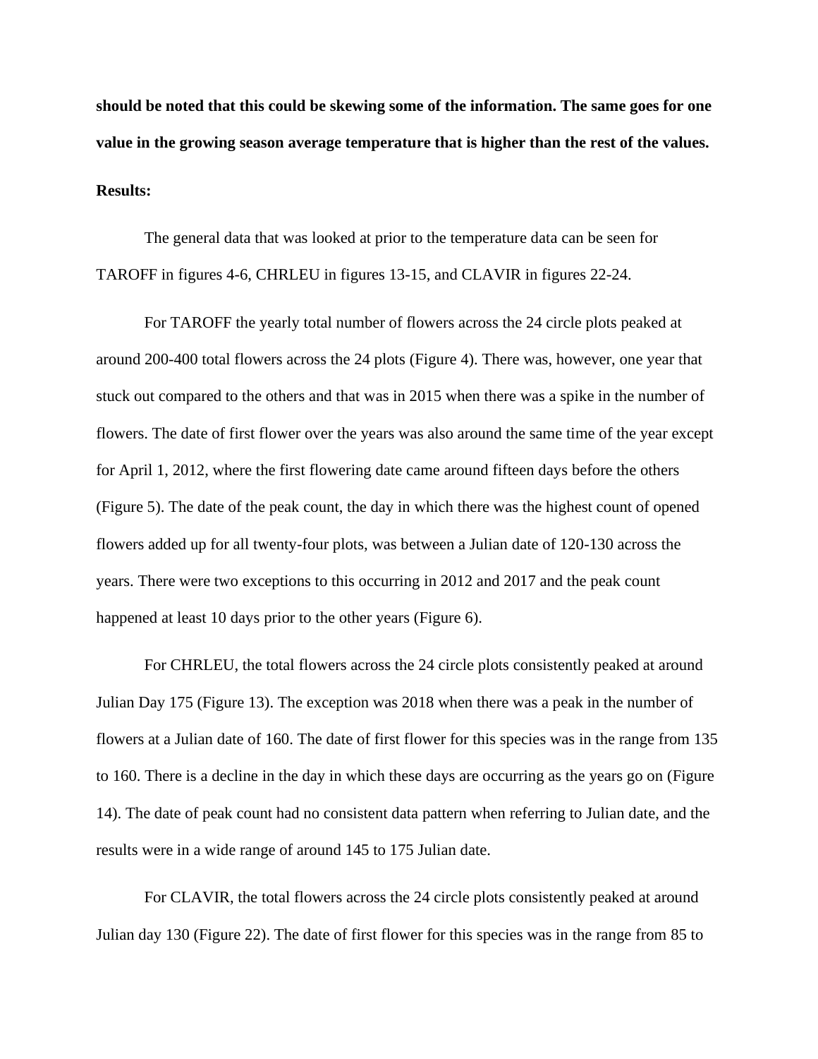**should be noted that this could be skewing some of the information. The same goes for one value in the growing season average temperature that is higher than the rest of the values.**

**Results:**

The general data that was looked at prior to the temperature data can be seen for TAROFF in figures 4-6, CHRLEU in figures 13-15, and CLAVIR in figures 22-24.

For TAROFF the yearly total number of flowers across the 24 circle plots peaked at around 200-400 total flowers across the 24 plots (Figure 4). There was, however, one year that stuck out compared to the others and that was in 2015 when there was a spike in the number of flowers. The date of first flower over the years was also around the same time of the year except for April 1, 2012, where the first flowering date came around fifteen days before the others (Figure 5). The date of the peak count, the day in which there was the highest count of opened flowers added up for all twenty-four plots, was between a Julian date of 120-130 across the years. There were two exceptions to this occurring in 2012 and 2017 and the peak count happened at least 10 days prior to the other years (Figure 6).

For CHRLEU, the total flowers across the 24 circle plots consistently peaked at around Julian Day 175 (Figure 13). The exception was 2018 when there was a peak in the number of flowers at a Julian date of 160. The date of first flower for this species was in the range from 135 to 160. There is a decline in the day in which these days are occurring as the years go on (Figure 14). The date of peak count had no consistent data pattern when referring to Julian date, and the results were in a wide range of around 145 to 175 Julian date.

For CLAVIR, the total flowers across the 24 circle plots consistently peaked at around Julian day 130 (Figure 22). The date of first flower for this species was in the range from 85 to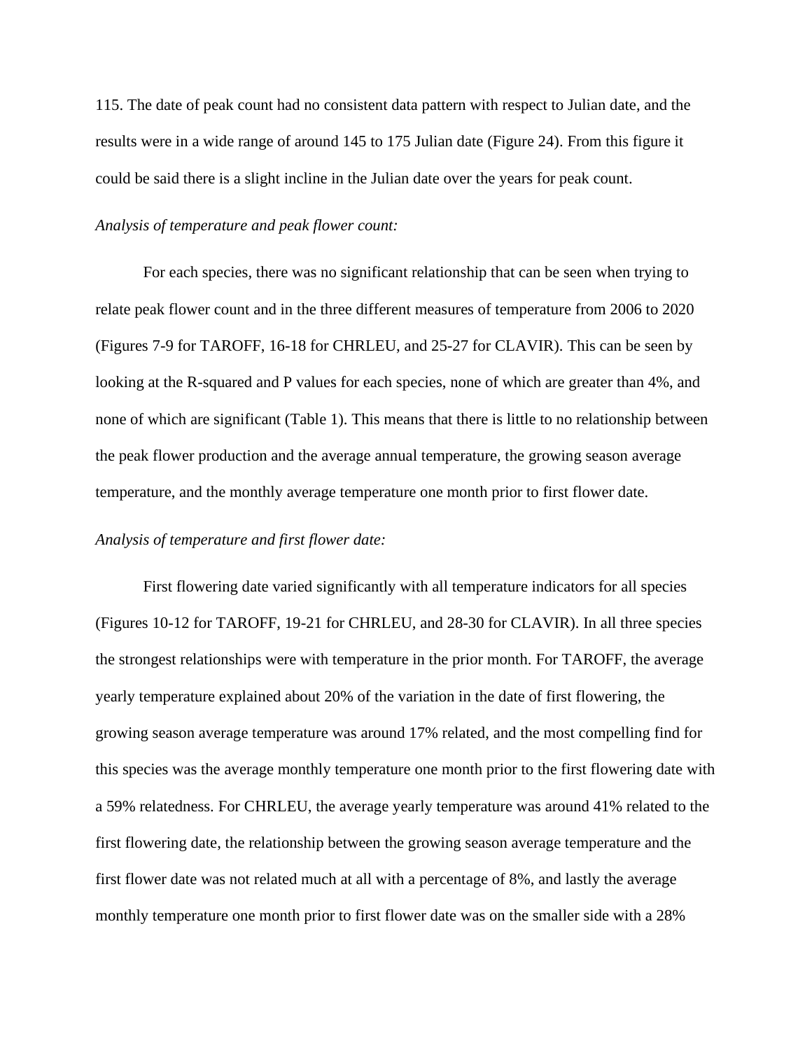115. The date of peak count had no consistent data pattern with respect to Julian date, and the results were in a wide range of around 145 to 175 Julian date (Figure 24). From this figure it could be said there is a slight incline in the Julian date over the years for peak count.

*Analysis of temperature and peak flower count:*

For each species, there was no significant relationship that can be seen when trying to relate peak flower count and in the three different measures of temperature from 2006 to 2020 (Figures 7-9 for TAROFF, 16-18 for CHRLEU, and 25-27 for CLAVIR). This can be seen by looking at the R-squared and P values for each species, none of which are greater than 4%, and none of which are significant (Table 1). This means that there is little to no relationship between the peak flower production and the average annual temperature, the growing season average temperature, and the monthly average temperature one month prior to first flower date.

*Analysis of temperature and first flower date:*

First flowering date varied significantly with all temperature indicators for all species (Figures 10-12 for TAROFF, 19-21 for CHRLEU, and 28-30 for CLAVIR). In all three species the strongest relationships were with temperature in the prior month. For TAROFF, the average yearly temperature explained about 20% of the variation in the date of first flowering, the growing season average temperature was around 17% related, and the most compelling find for this species was the average monthly temperature one month prior to the first flowering date with a 59% relatedness. For CHRLEU, the average yearly temperature was around 41% related to the first flowering date, the relationship between the growing season average temperature and the first flower date was not related much at all with a percentage of 8%, and lastly the average monthly temperature one month prior to first flower date was on the smaller side with a 28%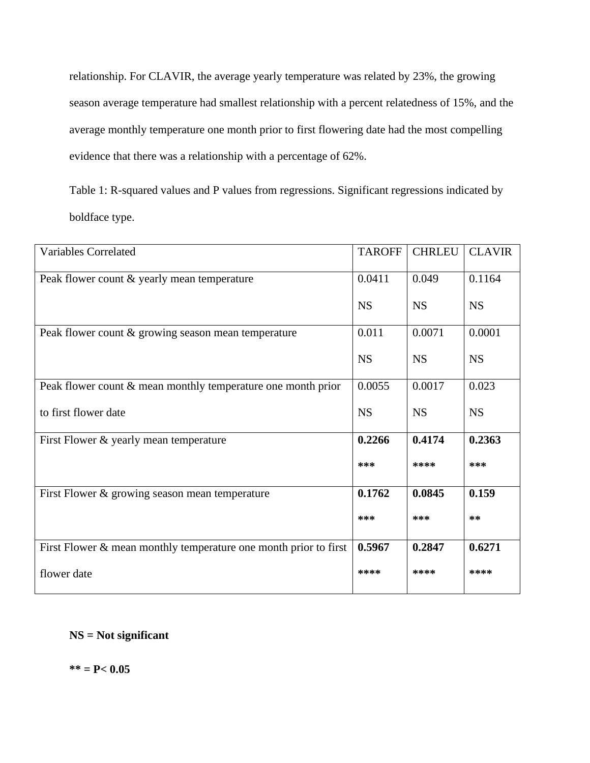relationship. For CLAVIR, the average yearly temperature was related by 23%, the growing season average temperature had smallest relationship with a percent relatedness of 15%, and the average monthly temperature one month prior to first flowering date had the most compelling evidence that there was a relationship with a percentage of 62%.

Table 1: R-squared values and P values from regressions. Significant regressions indicated by boldface type.

| Variables Correlated | TAROFF | CHRLEU | CLAVIR |
|---|---|---|---|
| Peak flower count & yearly mean temperature | 0.0411<br>NS | 0.049<br>NS | 0.1164<br>NS |
| Peak flower count & growing season mean temperature | 0.011<br>NS | 0.0071<br>NS | 0.0001<br>NS |
| Peak flower count & mean monthly temperature one month prior to first flower date | 0.0055<br>NS | 0.0017<br>NS | 0.023<br>NS |
| First Flower & yearly mean temperature | **0.2266**<br>**\*\*\*** | **0.4174**<br>**\*\*\*\*** | **0.2363**<br>**\*\*\*** |
| First Flower & growing season mean temperature | **0.1762**<br>**\*\*\*** | **0.0845**<br>**\*\*\*** | **0.159**<br>**\*\*** |
| First Flower & mean monthly temperature one month prior to first flower date | **0.5967**<br>**\*\*\*\*** | **0.2847**<br>**\*\*\*\*** | **0.6271**<br>**\*\*\*\*** |

**NS = Not significant**

**\*\* = P< 0.05**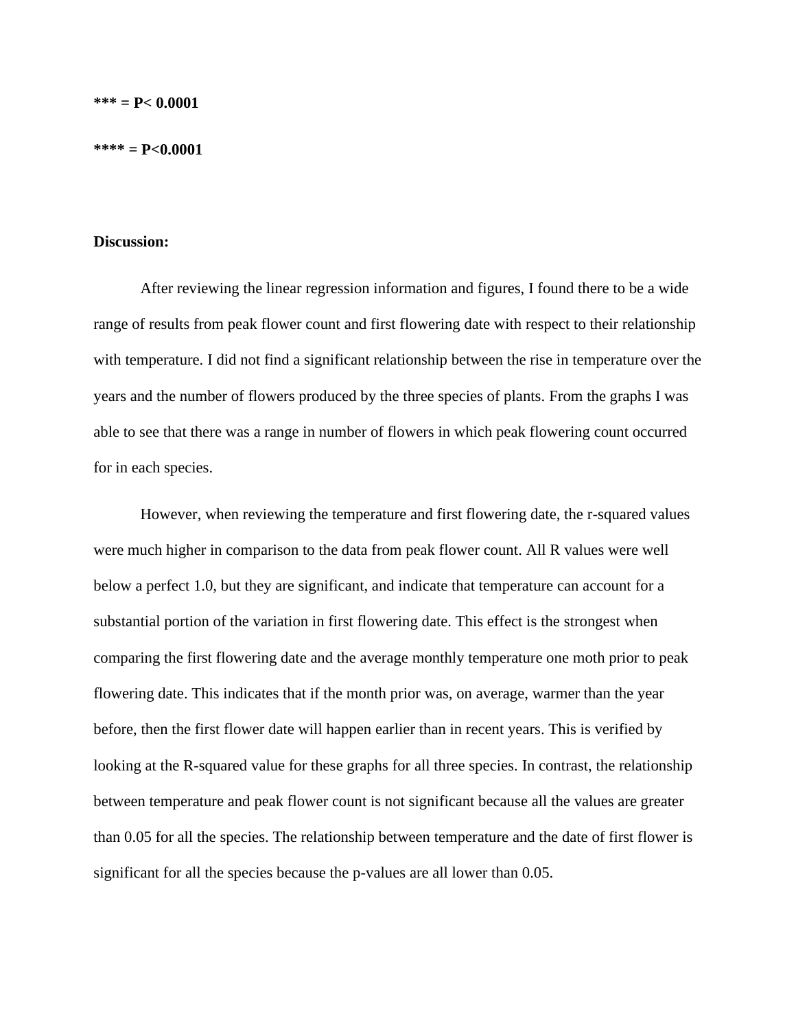**\*\*\* = P< 0.0001**

**\*\*\*\* = P<0.0001**

**Discussion:**

After reviewing the linear regression information and figures, I found there to be a wide range of results from peak flower count and first flowering date with respect to their relationship with temperature. I did not find a significant relationship between the rise in temperature over the years and the number of flowers produced by the three species of plants. From the graphs I was able to see that there was a range in number of flowers in which peak flowering count occurred for in each species.

However, when reviewing the temperature and first flowering date, the r-squared values were much higher in comparison to the data from peak flower count. All R values were well below a perfect 1.0, but they are significant, and indicate that temperature can account for a substantial portion of the variation in first flowering date. This effect is the strongest when comparing the first flowering date and the average monthly temperature one moth prior to peak flowering date. This indicates that if the month prior was, on average, warmer than the year before, then the first flower date will happen earlier than in recent years. This is verified by looking at the R-squared value for these graphs for all three species. In contrast, the relationship between temperature and peak flower count is not significant because all the values are greater than 0.05 for all the species. The relationship between temperature and the date of first flower is significant for all the species because the p-values are all lower than 0.05.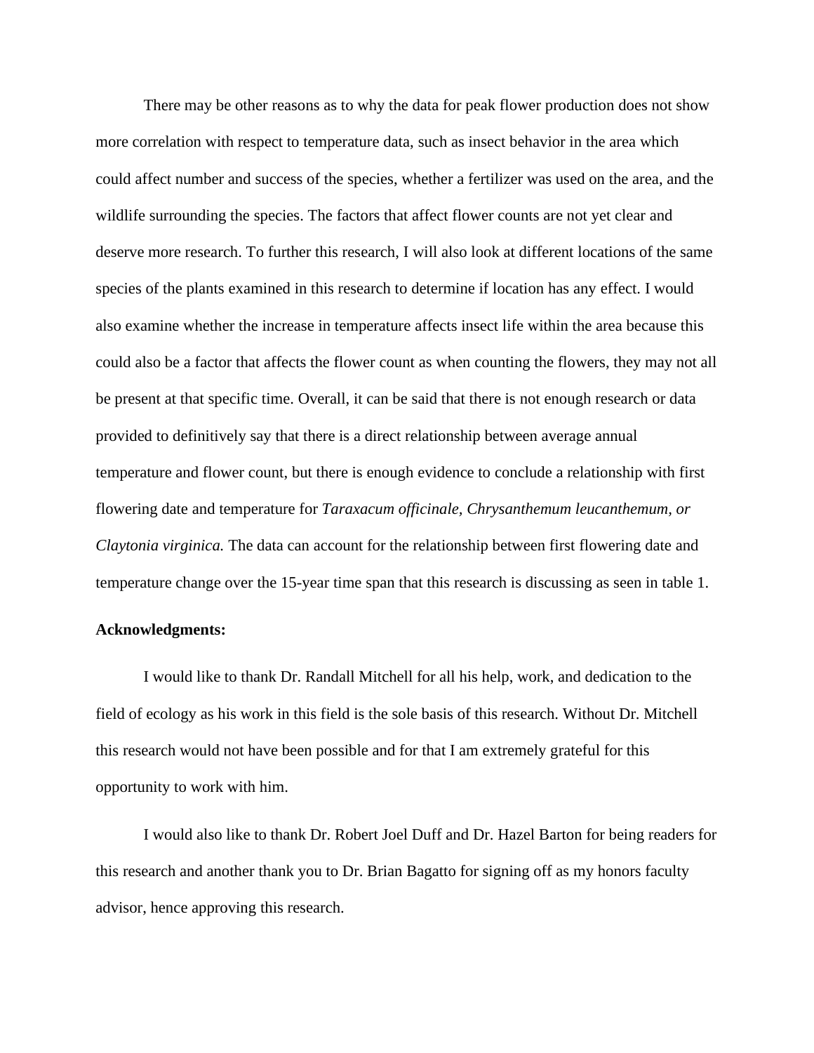There may be other reasons as to why the data for peak flower production does not show more correlation with respect to temperature data, such as insect behavior in the area which could affect number and success of the species, whether a fertilizer was used on the area, and the wildlife surrounding the species. The factors that affect flower counts are not yet clear and deserve more research. To further this research, I will also look at different locations of the same species of the plants examined in this research to determine if location has any effect. I would also examine whether the increase in temperature affects insect life within the area because this could also be a factor that affects the flower count as when counting the flowers, they may not all be present at that specific time. Overall, it can be said that there is not enough research or data provided to definitively say that there is a direct relationship between average annual temperature and flower count, but there is enough evidence to conclude a relationship with first flowering date and temperature for *Taraxacum officinale, Chrysanthemum leucanthemum, or Claytonia virginica.* The data can account for the relationship between first flowering date and temperature change over the 15-year time span that this research is discussing as seen in table 1.

**Acknowledgments:**

I would like to thank Dr. Randall Mitchell for all his help, work, and dedication to the field of ecology as his work in this field is the sole basis of this research. Without Dr. Mitchell this research would not have been possible and for that I am extremely grateful for this opportunity to work with him.

I would also like to thank Dr. Robert Joel Duff and Dr. Hazel Barton for being readers for this research and another thank you to Dr. Brian Bagatto for signing off as my honors faculty advisor, hence approving this research.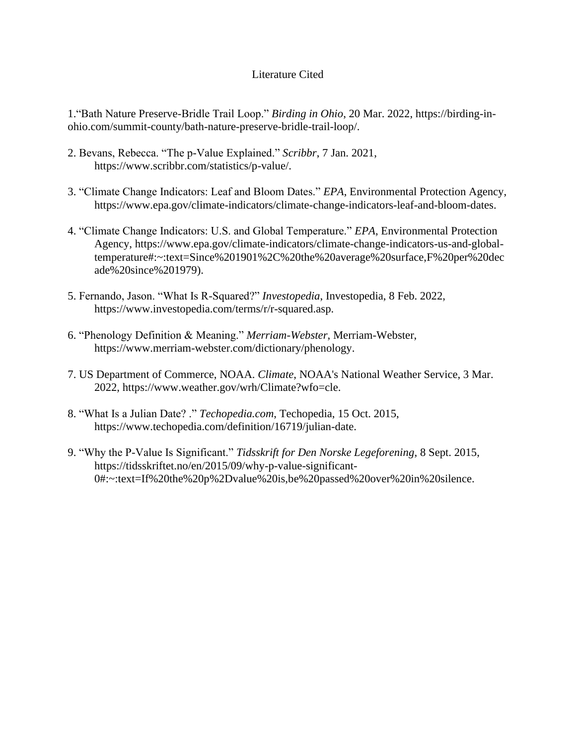# Literature Cited

1.“Bath Nature Preserve-Bridle Trail Loop.” *Birding in Ohio*, 20 Mar. 2022, https://birding-in-ohio.com/summit-county/bath-nature-preserve-bridle-trail-loop/.

2. Bevans, Rebecca. “The p-Value Explained.” *Scribbr*, 7 Jan. 2021, https://www.scribbr.com/statistics/p-value/.

3. “Climate Change Indicators: Leaf and Bloom Dates.” *EPA*, Environmental Protection Agency, https://www.epa.gov/climate-indicators/climate-change-indicators-leaf-and-bloom-dates.

4. “Climate Change Indicators: U.S. and Global Temperature.” *EPA*, Environmental Protection Agency, https://www.epa.gov/climate-indicators/climate-change-indicators-us-and-global-temperature#:~:text=Since%201901%2C%20the%20average%20surface,F%20per%20decade%20since%201979).

5. Fernando, Jason. “What Is R-Squared?” *Investopedia*, Investopedia, 8 Feb. 2022, https://www.investopedia.com/terms/r/r-squared.asp.

6. “Phenology Definition & Meaning.” *Merriam-Webster*, Merriam-Webster, https://www.merriam-webster.com/dictionary/phenology.

7. US Department of Commerce, NOAA. *Climate*, NOAA's National Weather Service, 3 Mar. 2022, https://www.weather.gov/wrh/Climate?wfo=cle.

8. “What Is a Julian Date? .” *Techopedia.com*, Techopedia, 15 Oct. 2015, https://www.techopedia.com/definition/16719/julian-date.

9. “Why the P-Value Is Significant.” *Tidsskrift for Den Norske Legeforening*, 8 Sept. 2015, https://tidsskriftet.no/en/2015/09/why-p-value-significant-0#:~:text=If%20the%20p%2Dvalue%20is,be%20passed%20over%20in%20silence.